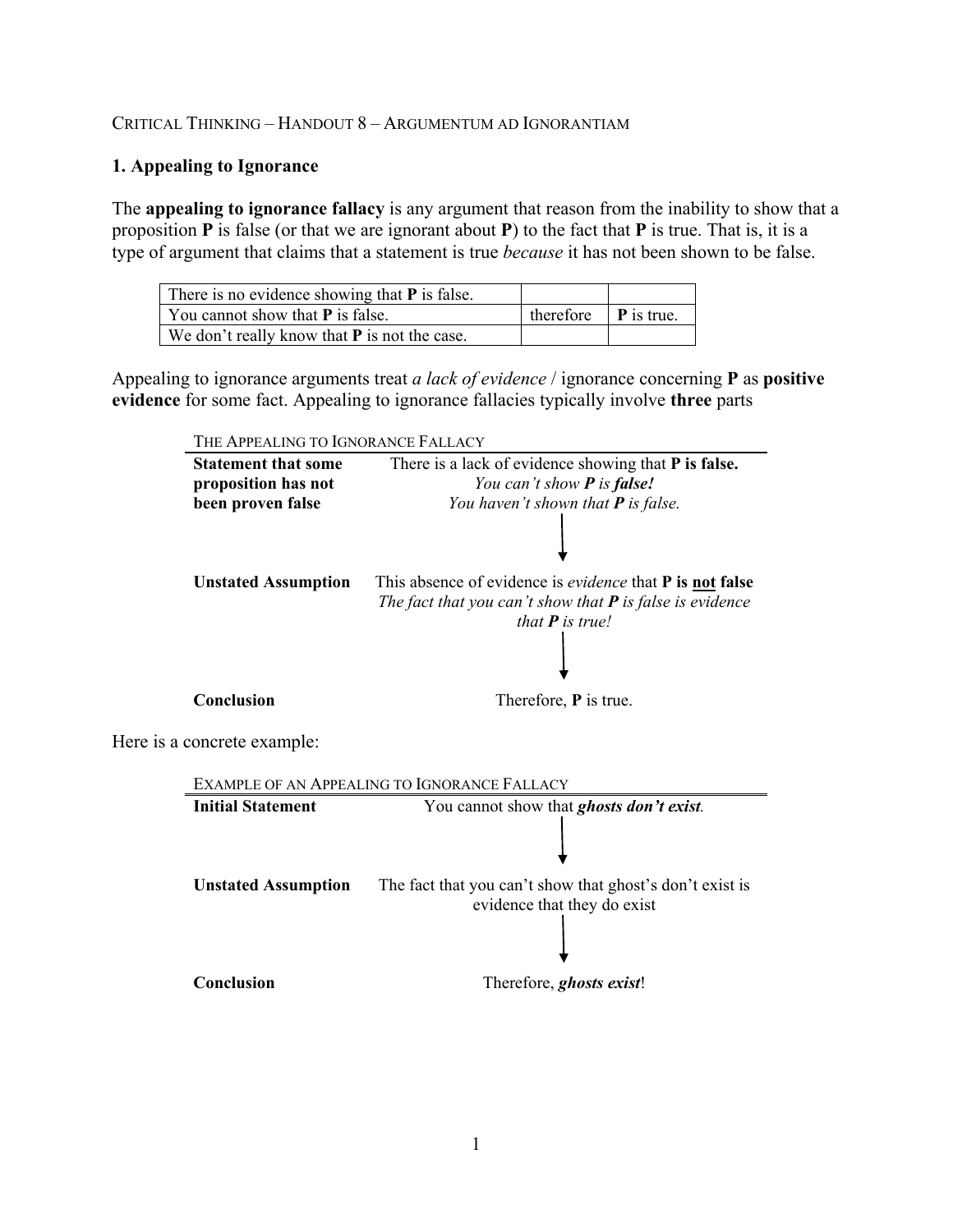CRITICAL THINKING – HANDOUT 8 – ARGUMENTUM AD IGNORANTIAM

## 1. Appealing to Ignorance

The **appealing to ignorance fallacy** is any argument that reason from the inability to show that a proposition **P** is false (or that we are ignorant about **P**) to the fact that **P** is true. That is, it is a type of argument that claims that a statement is true *because* it has not been shown to be false.

| | | |
|---|---|---|
| There is no evidence showing that **P** is false. | | |
| You cannot show that **P** is false. | therefore | **P** is true. |
| We don't really know that **P** is not the case. | | |

Appealing to ignorance arguments treat *a lack of evidence* / ignorance concerning **P** as **positive evidence** for some fact. Appealing to ignorance fallacies typically involve **three** parts

THE APPEALING TO IGNORANCE FALLACY

| | |
|---|---|
| **Statement that some proposition has not been proven false** | There is a lack of evidence showing that **P is false.** *You can't show **P** is **false!*** *You haven't shown that **P** is false.* |
| | ↓ |
| **Unstated Assumption** | This absence of evidence is *evidence* that **P is not false** *The fact that you can't show that **P** is false is evidence that **P** is true!* |
| | ↓ |
| **Conclusion** | Therefore, **P** is true. |

Here is a concrete example:

EXAMPLE OF AN APPEALING TO IGNORANCE FALLACY

| | |
|---|---|
| **Initial Statement** | You cannot show that ***ghosts don't exist***. |
| | ↓ |
| **Unstated Assumption** | The fact that you can't show that ghost's don't exist is evidence that they do exist |
| | ↓ |
| **Conclusion** | Therefore, ***ghosts exist***! |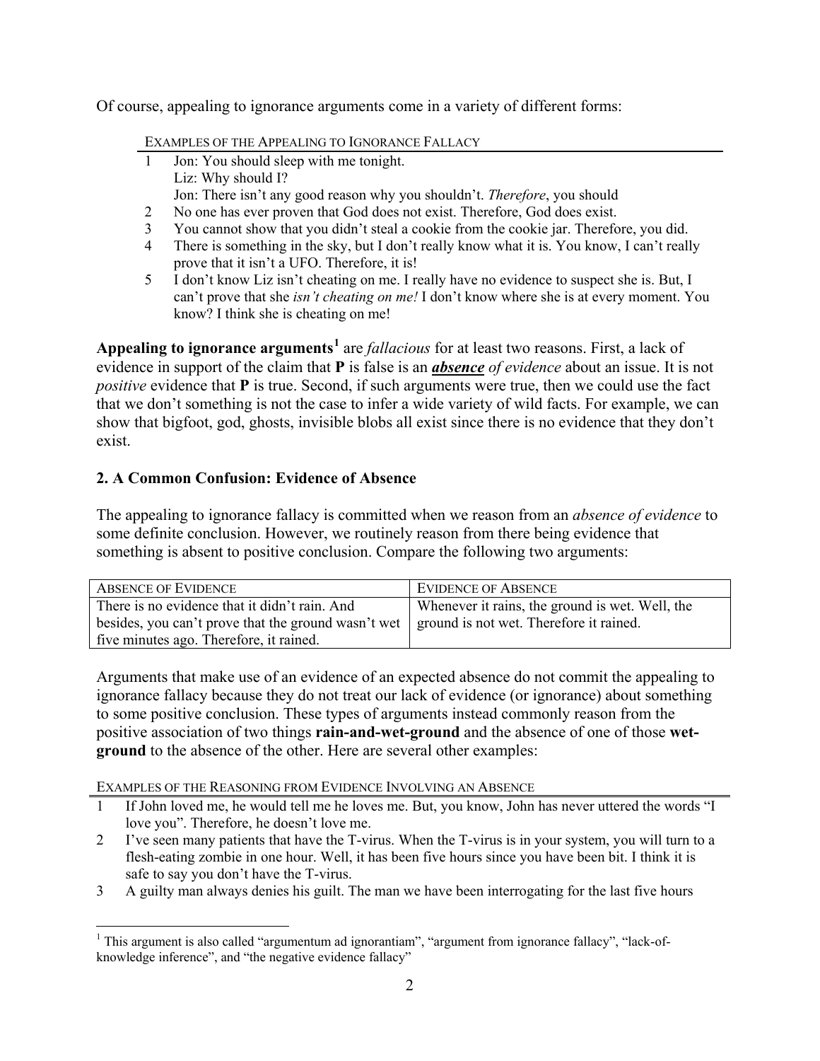Of course, appealing to ignorance arguments come in a variety of different forms:

EXAMPLES OF THE APPEALING TO IGNORANCE FALLACY

1. Jon: You should sleep with me tonight.
   Liz: Why should I?
   Jon: There isn't any good reason why you shouldn't. *Therefore*, you should
2. No one has ever proven that God does not exist. Therefore, God does exist.
3. You cannot show that you didn't steal a cookie from the cookie jar. Therefore, you did.
4. There is something in the sky, but I don't really know what it is. You know, I can't really prove that it isn't a UFO. Therefore, it is!
5. I don't know Liz isn't cheating on me. I really have no evidence to suspect she is. But, I can't prove that she *isn't cheating on me!* I don't know where she is at every moment. You know? I think she is cheating on me!

**Appealing to ignorance arguments**[1] are *fallacious* for at least two reasons. First, a lack of evidence in support of the claim that **P** is false is an ***absence*** *of evidence* about an issue. It is not *positive* evidence that **P** is true. Second, if such arguments were true, then we could use the fact that we don't something is not the case to infer a wide variety of wild facts. For example, we can show that bigfoot, god, ghosts, invisible blobs all exist since there is no evidence that they don't exist.

## 2. A Common Confusion: Evidence of Absence

The appealing to ignorance fallacy is committed when we reason from an *absence of evidence* to some definite conclusion. However, we routinely reason from there being evidence that something is absent to positive conclusion. Compare the following two arguments:

| ABSENCE OF EVIDENCE | EVIDENCE OF ABSENCE |
|---|---|
| There is no evidence that it didn't rain. And besides, you can't prove that the ground wasn't wet five minutes ago. Therefore, it rained. | Whenever it rains, the ground is wet. Well, the ground is not wet. Therefore it rained. |

Arguments that make use of an evidence of an expected absence do not commit the appealing to ignorance fallacy because they do not treat our lack of evidence (or ignorance) about something to some positive conclusion. These types of arguments instead commonly reason from the positive association of two things **rain-and-wet-ground** and the absence of one of those **wet-ground** to the absence of the other. Here are several other examples:

EXAMPLES OF THE REASONING FROM EVIDENCE INVOLVING AN ABSENCE

1. If John loved me, he would tell me he loves me. But, you know, John has never uttered the words "I love you". Therefore, he doesn't love me.
2. I've seen many patients that have the T-virus. When the T-virus is in your system, you will turn to a flesh-eating zombie in one hour. Well, it has been five hours since you have been bit. I think it is safe to say you don't have the T-virus.
3. A guilty man always denies his guilt. The man we have been interrogating for the last five hours

[1] This argument is also called "argumentum ad ignorantiam", "argument from ignorance fallacy", "lack-of-knowledge inference", and "the negative evidence fallacy"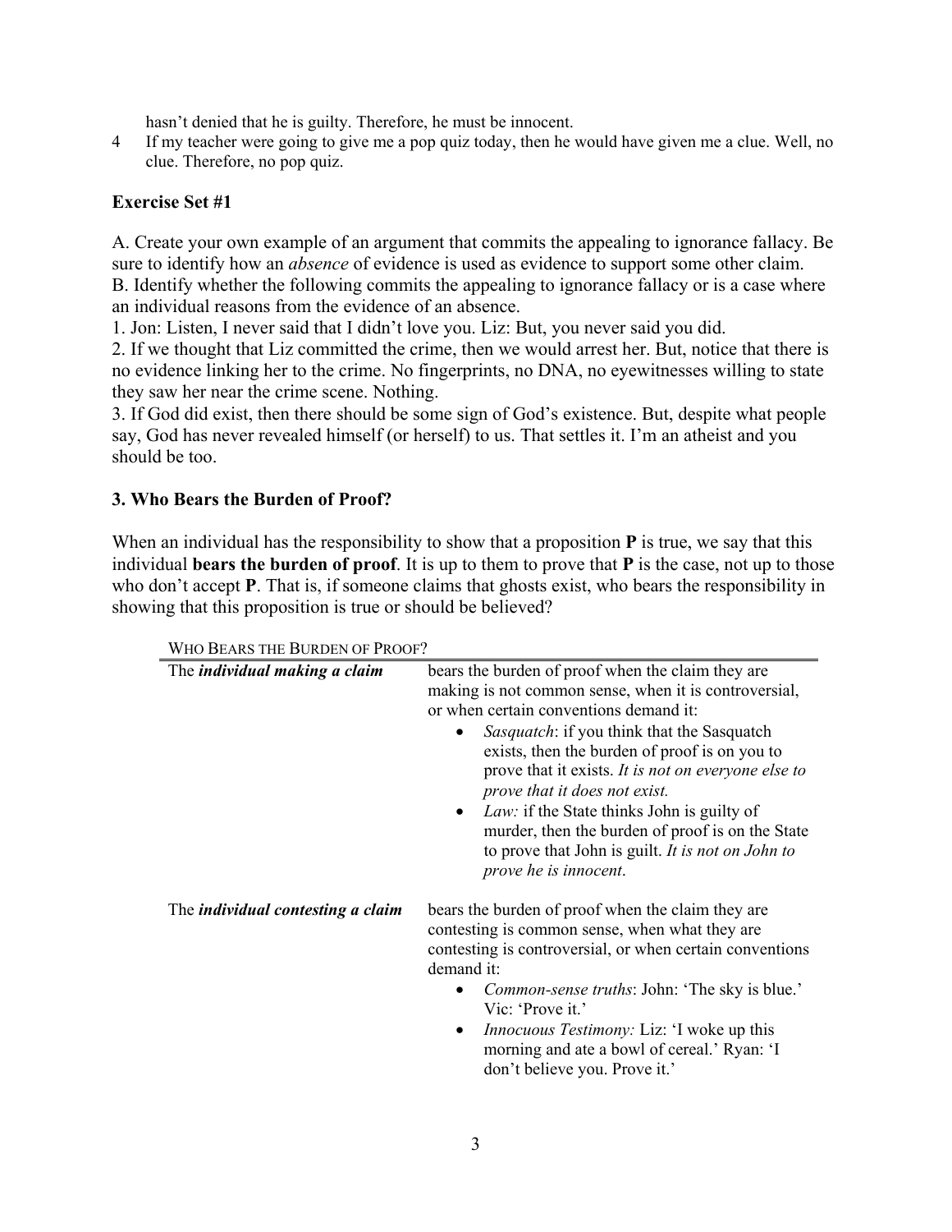hasn't denied that he is guilty. Therefore, he must be innocent.

4 If my teacher were going to give me a pop quiz today, then he would have given me a clue. Well, no clue. Therefore, no pop quiz.

**Exercise Set #1**

A. Create your own example of an argument that commits the appealing to ignorance fallacy. Be sure to identify how an *absence* of evidence is used as evidence to support some other claim.
B. Identify whether the following commits the appealing to ignorance fallacy or is a case where an individual reasons from the evidence of an absence.

1. Jon: Listen, I never said that I didn't love you. Liz: But, you never said you did.
2. If we thought that Liz committed the crime, then we would arrest her. But, notice that there is no evidence linking her to the crime. No fingerprints, no DNA, no eyewitnesses willing to state they saw her near the crime scene. Nothing.
3. If God did exist, then there should be some sign of God's existence. But, despite what people say, God has never revealed himself (or herself) to us. That settles it. I'm an atheist and you should be too.

### 3. Who Bears the Burden of Proof?

When an individual has the responsibility to show that a proposition **P** is true, we say that this individual **bears the burden of proof**. It is up to them to prove that **P** is the case, not up to those who don't accept **P**. That is, if someone claims that ghosts exist, who bears the responsibility in showing that this proposition is true or should be believed?

WHO BEARS THE BURDEN OF PROOF?

| | |
|---|---|
| The ***individual making a claim*** | bears the burden of proof when the claim they are making is not common sense, when it is controversial, or when certain conventions demand it:<br>• *Sasquatch*: if you think that the Sasquatch exists, then the burden of proof is on you to prove that it exists. *It is not on everyone else to prove that it does not exist.*<br>• *Law:* if the State thinks John is guilty of murder, then the burden of proof is on the State to prove that John is guilt. *It is not on John to prove he is innocent*. |
| The ***individual contesting a claim*** | bears the burden of proof when the claim they are contesting is common sense, when what they are contesting is controversial, or when certain conventions demand it:<br>• *Common-sense truths*: John: 'The sky is blue.' Vic: 'Prove it.'<br>• *Innocuous Testimony:* Liz: 'I woke up this morning and ate a bowl of cereal.' Ryan: 'I don't believe you. Prove it.' |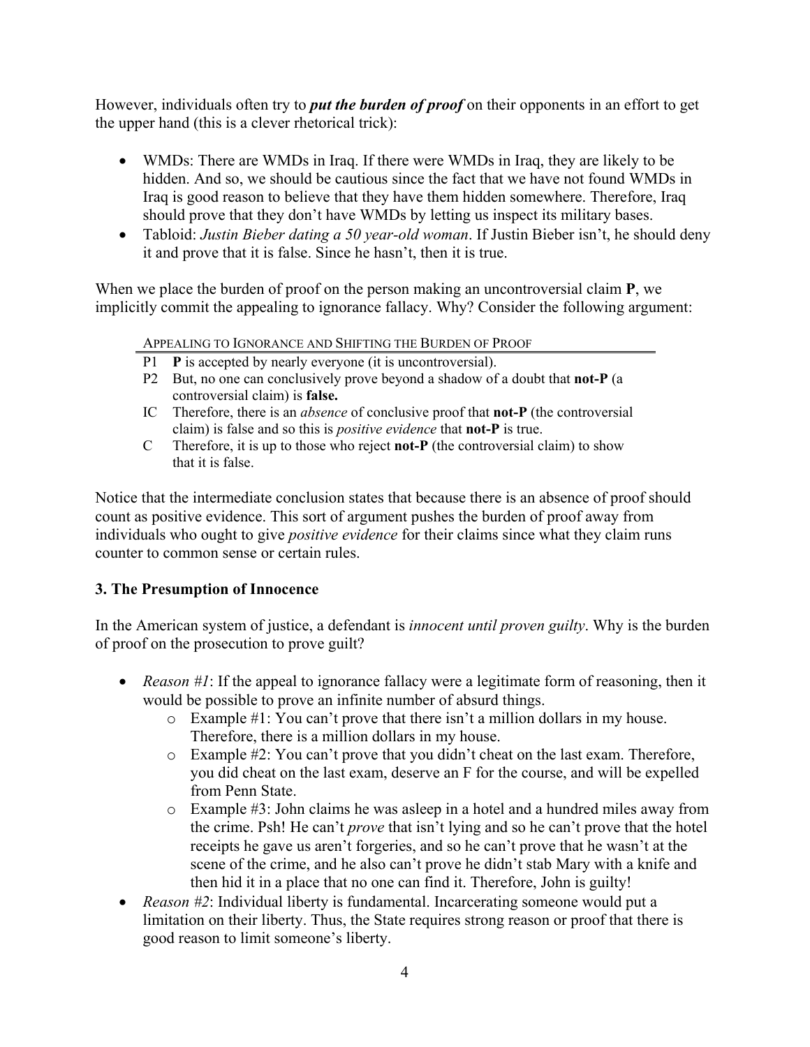However, individuals often try to ***put the burden of proof*** on their opponents in an effort to get the upper hand (this is a clever rhetorical trick):

- WMDs: There are WMDs in Iraq. If there were WMDs in Iraq, they are likely to be hidden. And so, we should be cautious since the fact that we have not found WMDs in Iraq is good reason to believe that they have them hidden somewhere. Therefore, Iraq should prove that they don't have WMDs by letting us inspect its military bases.
- Tabloid: *Justin Bieber dating a 50 year-old woman*. If Justin Bieber isn't, he should deny it and prove that it is false. Since he hasn't, then it is true.

When we place the burden of proof on the person making an uncontroversial claim **P**, we implicitly commit the appealing to ignorance fallacy. Why? Consider the following argument:

APPEALING TO IGNORANCE AND SHIFTING THE BURDEN OF PROOF

| | |
|---|---|
| P1 | **P** is accepted by nearly everyone (it is uncontroversial). |
| P2 | But, no one can conclusively prove beyond a shadow of a doubt that **not-P** (a controversial claim) is **false.** |
| IC | Therefore, there is an *absence* of conclusive proof that **not-P** (the controversial claim) is false and so this is *positive evidence* that **not-P** is true. |
| C | Therefore, it is up to those who reject **not-P** (the controversial claim) to show that it is false. |

Notice that the intermediate conclusion states that because there is an absence of proof should count as positive evidence. This sort of argument pushes the burden of proof away from individuals who ought to give *positive evidence* for their claims since what they claim runs counter to common sense or certain rules.

### 3. The Presumption of Innocence

In the American system of justice, a defendant is *innocent until proven guilty*. Why is the burden of proof on the prosecution to prove guilt?

- *Reason #1*: If the appeal to ignorance fallacy were a legitimate form of reasoning, then it would be possible to prove an infinite number of absurd things.
  - Example #1: You can't prove that there isn't a million dollars in my house. Therefore, there is a million dollars in my house.
  - Example #2: You can't prove that you didn't cheat on the last exam. Therefore, you did cheat on the last exam, deserve an F for the course, and will be expelled from Penn State.
  - Example #3: John claims he was asleep in a hotel and a hundred miles away from the crime. Psh! He can't *prove* that isn't lying and so he can't prove that the hotel receipts he gave us aren't forgeries, and so he can't prove that he wasn't at the scene of the crime, and he also can't prove he didn't stab Mary with a knife and then hid it in a place that no one can find it. Therefore, John is guilty!
- *Reason #2*: Individual liberty is fundamental. Incarcerating someone would put a limitation on their liberty. Thus, the State requires strong reason or proof that there is good reason to limit someone's liberty.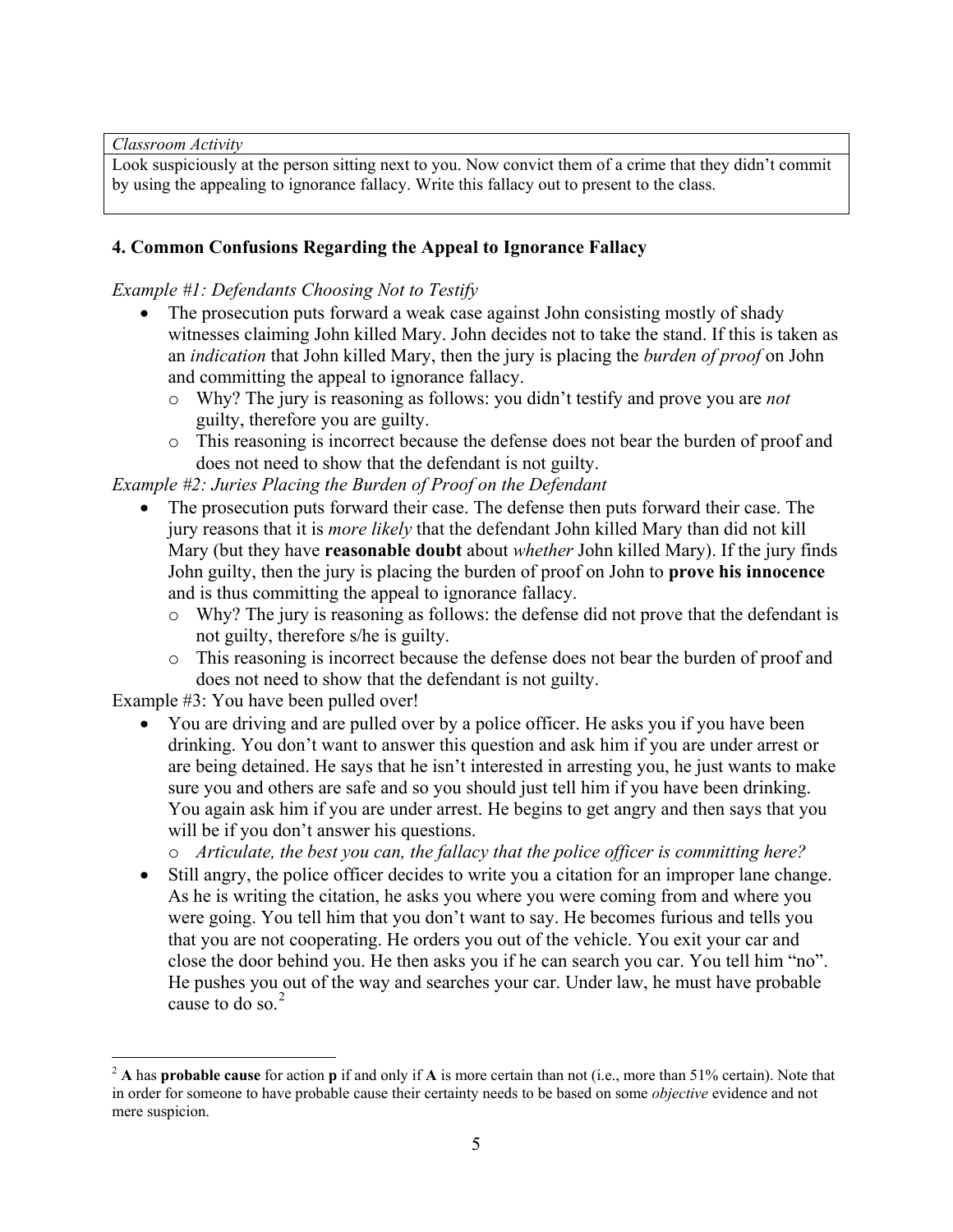| *Classroom Activity* |
| --- |
| Look suspiciously at the person sitting next to you. Now convict them of a crime that they didn't commit by using the appealing to ignorance fallacy. Write this fallacy out to present to the class. |

## 4. Common Confusions Regarding the Appeal to Ignorance Fallacy

*Example #1: Defendants Choosing Not to Testify*

- The prosecution puts forward a weak case against John consisting mostly of shady witnesses claiming John killed Mary. John decides not to take the stand. If this is taken as an *indication* that John killed Mary, then the jury is placing the *burden of proof* on John and committing the appeal to ignorance fallacy.
  - Why? The jury is reasoning as follows: you didn't testify and prove you are *not* guilty, therefore you are guilty.
  - This reasoning is incorrect because the defense does not bear the burden of proof and does not need to show that the defendant is not guilty.

*Example #2: Juries Placing the Burden of Proof on the Defendant*

- The prosecution puts forward their case. The defense then puts forward their case. The jury reasons that it is *more likely* that the defendant John killed Mary than did not kill Mary (but they have **reasonable doubt** about *whether* John killed Mary). If the jury finds John guilty, then the jury is placing the burden of proof on John to **prove his innocence** and is thus committing the appeal to ignorance fallacy.
  - Why? The jury is reasoning as follows: the defense did not prove that the defendant is not guilty, therefore s/he is guilty.
  - This reasoning is incorrect because the defense does not bear the burden of proof and does not need to show that the defendant is not guilty.

Example #3: You have been pulled over!

- You are driving and are pulled over by a police officer. He asks you if you have been drinking. You don't want to answer this question and ask him if you are under arrest or are being detained. He says that he isn't interested in arresting you, he just wants to make sure you and others are safe and so you should just tell him if you have been drinking. You again ask him if you are under arrest. He begins to get angry and then says that you will be if you don't answer his questions.
  - *Articulate, the best you can, the fallacy that the police officer is committing here?*
- Still angry, the police officer decides to write you a citation for an improper lane change. As he is writing the citation, he asks you where you were coming from and where you were going. You tell him that you don't want to say. He becomes furious and tells you that you are not cooperating. He orders you out of the vehicle. You exit your car and close the door behind you. He then asks you if he can search you car. You tell him "no". He pushes you out of the way and searches your car. Under law, he must have probable cause to do so.[2]

---

[2] **A** has **probable cause** for action **p** if and only if **A** is more certain than not (i.e., more than 51% certain). Note that in order for someone to have probable cause their certainty needs to be based on some *objective* evidence and not mere suspicion.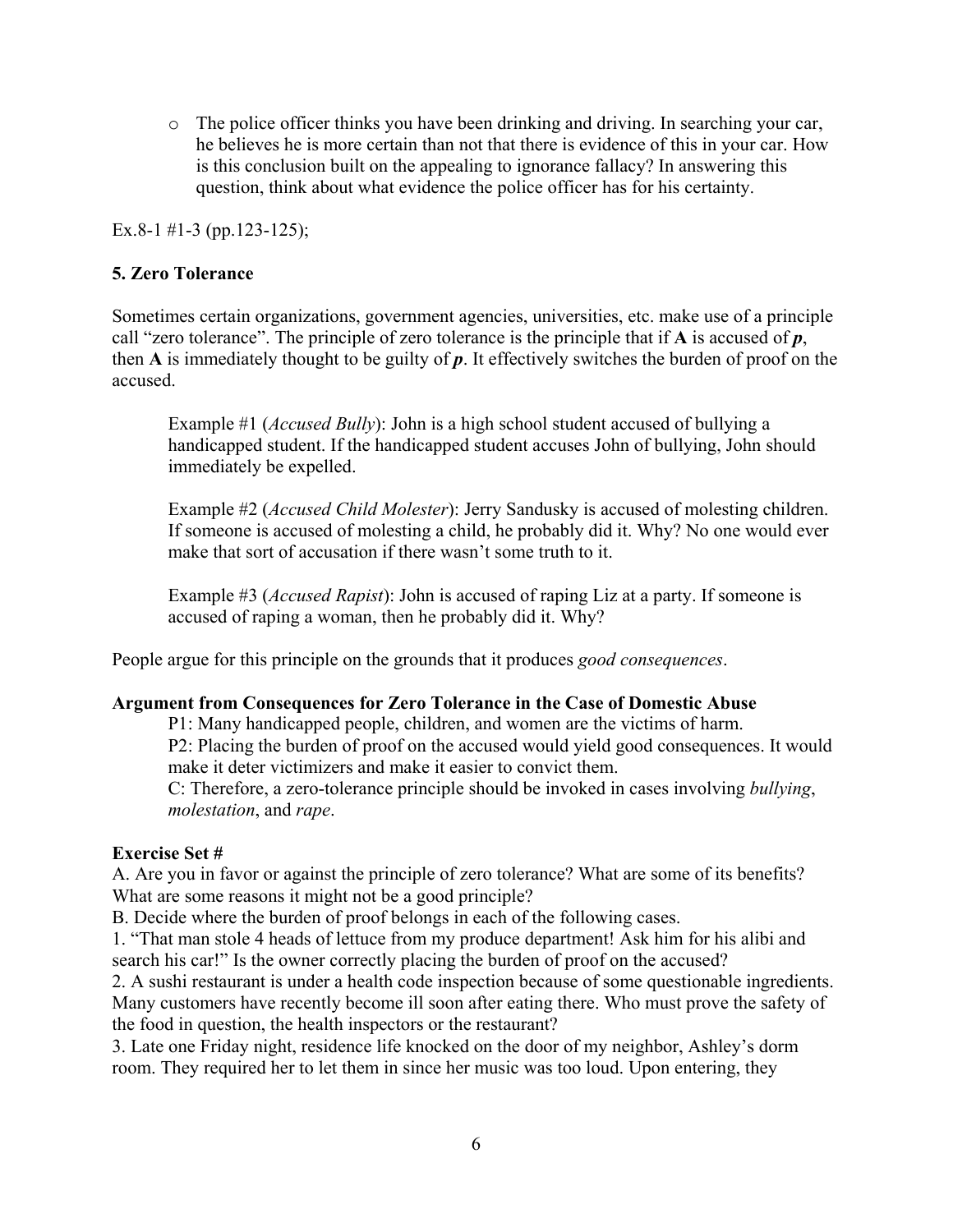- The police officer thinks you have been drinking and driving. In searching your car, he believes he is more certain than not that there is evidence of this in your car. How is this conclusion built on the appealing to ignorance fallacy? In answering this question, think about what evidence the police officer has for his certainty.

Ex.8-1 #1-3 (pp.123-125);

### 5. Zero Tolerance

Sometimes certain organizations, government agencies, universities, etc. make use of a principle call "zero tolerance". The principle of zero tolerance is the principle that if **A** is accused of ***p***, then **A** is immediately thought to be guilty of ***p***. It effectively switches the burden of proof on the accused.

> Example #1 (*Accused Bully*): John is a high school student accused of bullying a handicapped student. If the handicapped student accuses John of bullying, John should immediately be expelled.
>
> Example #2 (*Accused Child Molester*): Jerry Sandusky is accused of molesting children. If someone is accused of molesting a child, he probably did it. Why? No one would ever make that sort of accusation if there wasn't some truth to it.
>
> Example #3 (*Accused Rapist*): John is accused of raping Liz at a party. If someone is accused of raping a woman, then he probably did it. Why?

People argue for this principle on the grounds that it produces *good consequences*.

**Argument from Consequences for Zero Tolerance in the Case of Domestic Abuse**

> P1: Many handicapped people, children, and women are the victims of harm.
> P2: Placing the burden of proof on the accused would yield good consequences. It would make it deter victimizers and make it easier to convict them.
> C: Therefore, a zero-tolerance principle should be invoked in cases involving *bullying*, *molestation*, and *rape*.

**Exercise Set #**

A. Are you in favor or against the principle of zero tolerance? What are some of its benefits? What are some reasons it might not be a good principle?

B. Decide where the burden of proof belongs in each of the following cases.

1. "That man stole 4 heads of lettuce from my produce department! Ask him for his alibi and search his car!" Is the owner correctly placing the burden of proof on the accused?
2. A sushi restaurant is under a health code inspection because of some questionable ingredients. Many customers have recently become ill soon after eating there. Who must prove the safety of the food in question, the health inspectors or the restaurant?
3. Late one Friday night, residence life knocked on the door of my neighbor, Ashley's dorm room. They required her to let them in since her music was too loud. Upon entering, they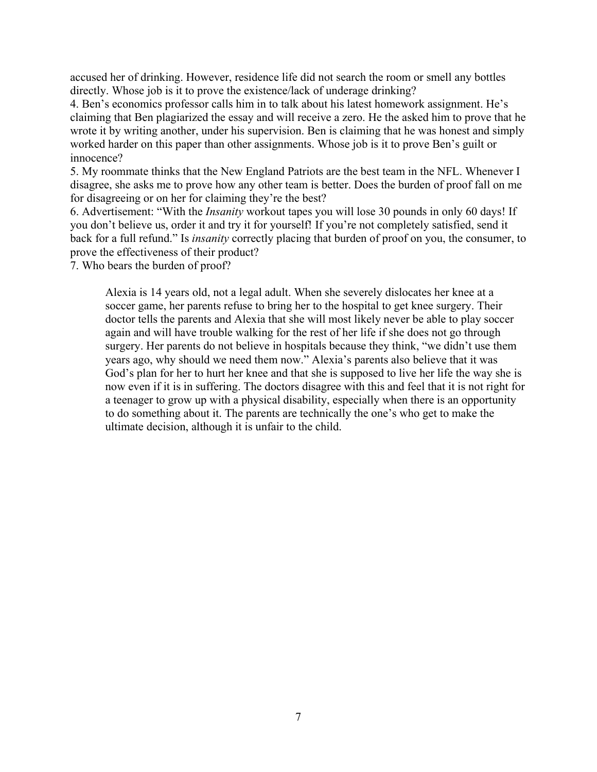accused her of drinking. However, residence life did not search the room or smell any bottles directly. Whose job is it to prove the existence/lack of underage drinking?

4. Ben's economics professor calls him in to talk about his latest homework assignment. He's claiming that Ben plagiarized the essay and will receive a zero. He the asked him to prove that he wrote it by writing another, under his supervision. Ben is claiming that he was honest and simply worked harder on this paper than other assignments. Whose job is it to prove Ben's guilt or innocence?

5. My roommate thinks that the New England Patriots are the best team in the NFL. Whenever I disagree, she asks me to prove how any other team is better. Does the burden of proof fall on me for disagreeing or on her for claiming they're the best?

6. Advertisement: "With the *Insanity* workout tapes you will lose 30 pounds in only 60 days! If you don't believe us, order it and try it for yourself! If you're not completely satisfied, send it back for a full refund." Is *insanity* correctly placing that burden of proof on you, the consumer, to prove the effectiveness of their product?

7. Who bears the burden of proof?

> Alexia is 14 years old, not a legal adult. When she severely dislocates her knee at a soccer game, her parents refuse to bring her to the hospital to get knee surgery. Their doctor tells the parents and Alexia that she will most likely never be able to play soccer again and will have trouble walking for the rest of her life if she does not go through surgery. Her parents do not believe in hospitals because they think, "we didn't use them years ago, why should we need them now." Alexia's parents also believe that it was God's plan for her to hurt her knee and that she is supposed to live her life the way she is now even if it is in suffering. The doctors disagree with this and feel that it is not right for a teenager to grow up with a physical disability, especially when there is an opportunity to do something about it. The parents are technically the one's who get to make the ultimate decision, although it is unfair to the child.